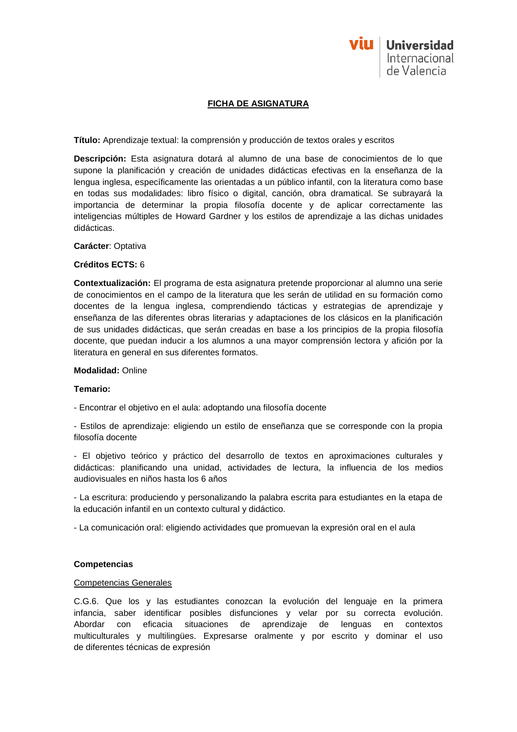# FICHA DE ASIGNATURA

**Título:** Aprendizaje textual: la comprensión y producción de textos orales y escritos

**Descripción:** Esta asignatura dotará al alumno de una base de conocimientos de lo que supone la planificación y creación de unidades didácticas efectivas en la enseñanza de la lengua inglesa, específicamente las orientadas a un público infantil, con la literatura como base en todas sus modalidades: libro físico o digital, canción, obra dramatical. Se subrayará la importancia de determinar la propia filosofía docente y de aplicar correctamente las inteligencias múltiples de Howard Gardner y los estilos de aprendizaje a las dichas unidades didácticas.

**Carácter**: Optativa

**Créditos ECTS:** 6

**Contextualización:** El programa de esta asignatura pretende proporcionar al alumno una serie de conocimientos en el campo de la literatura que les serán de utilidad en su formación como docentes de la lengua inglesa, comprendiendo tácticas y estrategias de aprendizaje y enseñanza de las diferentes obras literarias y adaptaciones de los clásicos en la planificación de sus unidades didácticas, que serán creadas en base a los principios de la propia filosofía docente, que puedan inducir a los alumnos a una mayor comprensión lectora y afición por la literatura en general en sus diferentes formatos.

**Modalidad:** Online

**Temario:**

- Encontrar el objetivo en el aula: adoptando una filosofía docente

- Estilos de aprendizaje: eligiendo un estilo de enseñanza que se corresponde con la propia filosofía docente

- El objetivo teórico y práctico del desarrollo de textos en aproximaciones culturales y didácticas: planificando una unidad, actividades de lectura, la influencia de los medios audiovisuales en niños hasta los 6 años

- La escritura: produciendo y personalizando la palabra escrita para estudiantes en la etapa de la educación infantil en un contexto cultural y didáctico.

- La comunicación oral: eligiendo actividades que promuevan la expresión oral en el aula

**Competencias**

Competencias Generales

C.G.6. Que los y las estudiantes conozcan la evolución del lenguaje en la primera infancia, saber identificar posibles disfunciones y velar por su correcta evolución. Abordar con eficacia situaciones de aprendizaje de lenguas en contextos multiculturales y multilingües. Expresarse oralmente y por escrito y dominar el uso de diferentes técnicas de expresión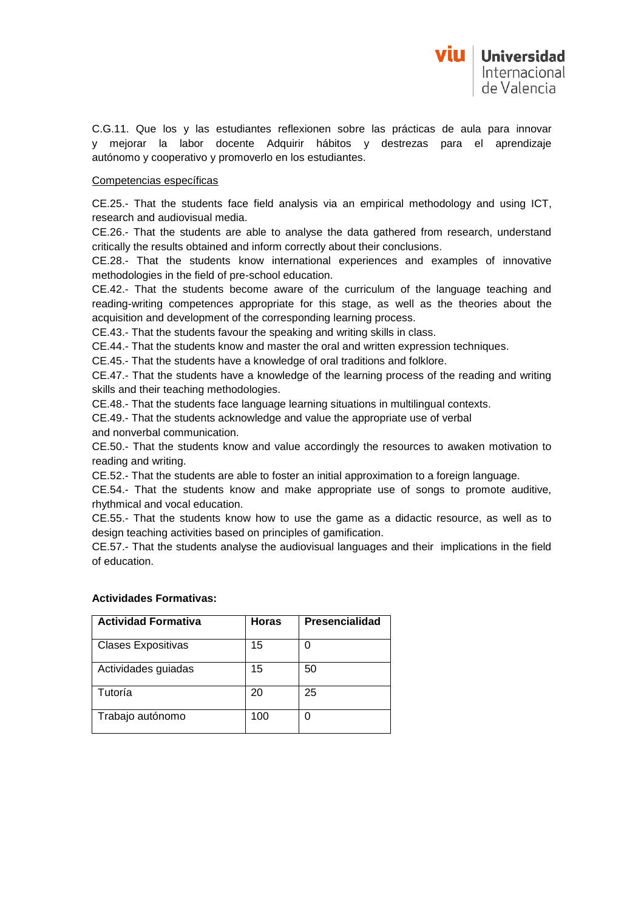C.G.11. Que los y las estudiantes reflexionen sobre las prácticas de aula para innovar y mejorar la labor docente Adquirir hábitos y destrezas para el aprendizaje autónomo y cooperativo y promoverlo en los estudiantes.

Competencias específicas

CE.25.- That the students face field analysis via an empirical methodology and using ICT, research and audiovisual media.

CE.26.- That the students are able to analyse the data gathered from research, understand critically the results obtained and inform correctly about their conclusions.

CE.28.- That the students know international experiences and examples of innovative methodologies in the field of pre-school education.

CE.42.- That the students become aware of the curriculum of the language teaching and reading-writing competences appropriate for this stage, as well as the theories about the acquisition and development of the corresponding learning process.

CE.43.- That the students favour the speaking and writing skills in class.

CE.44.- That the students know and master the oral and written expression techniques.

CE.45.- That the students have a knowledge of oral traditions and folklore.

CE.47.- That the students have a knowledge of the learning process of the reading and writing skills and their teaching methodologies.

CE.48.- That the students face language learning situations in multilingual contexts.

CE.49.- That the students acknowledge and value the appropriate use of verbal and nonverbal communication.

CE.50.- That the students know and value accordingly the resources to awaken motivation to reading and writing.

CE.52.- That the students are able to foster an initial approximation to a foreign language.

CE.54.- That the students know and make appropriate use of songs to promote auditive, rhythmical and vocal education.

CE.55.- That the students know how to use the game as a didactic resource, as well as to design teaching activities based on principles of gamification.

CE.57.- That the students analyse the audiovisual languages and their implications in the field of education.

**Actividades Formativas:**

| Actividad Formativa | Horas | Presencialidad |
|---|---|---|
| Clases Expositivas | 15 | 0 |
| Actividades guiadas | 15 | 50 |
| Tutoría | 20 | 25 |
| Trabajo autónomo | 100 | 0 |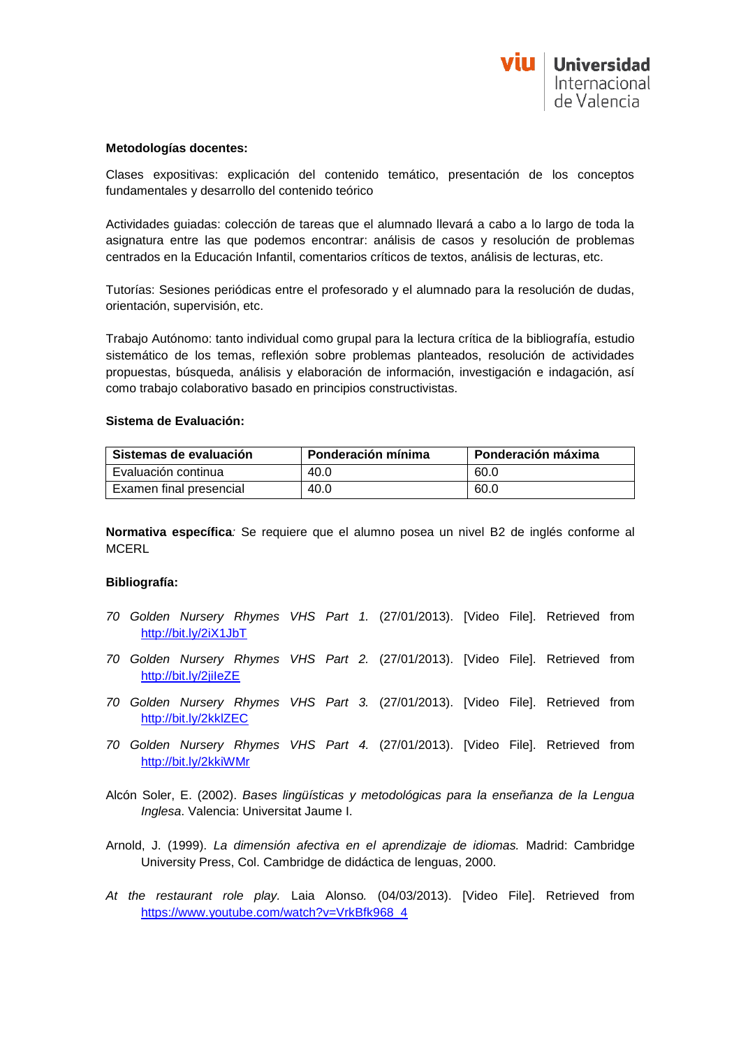**Metodologías docentes:**

Clases expositivas: explicación del contenido temático, presentación de los conceptos fundamentales y desarrollo del contenido teórico

Actividades guiadas: colección de tareas que el alumnado llevará a cabo a lo largo de toda la asignatura entre las que podemos encontrar: análisis de casos y resolución de problemas centrados en la Educación Infantil, comentarios críticos de textos, análisis de lecturas, etc.

Tutorías: Sesiones periódicas entre el profesorado y el alumnado para la resolución de dudas, orientación, supervisión, etc.

Trabajo Autónomo: tanto individual como grupal para la lectura crítica de la bibliografía, estudio sistemático de los temas, reflexión sobre problemas planteados, resolución de actividades propuestas, búsqueda, análisis y elaboración de información, investigación e indagación, así como trabajo colaborativo basado en principios constructivistas.

**Sistema de Evaluación:**

| Sistemas de evaluación | Ponderación mínima | Ponderación máxima |
|---|---|---|
| Evaluación continua | 40.0 | 60.0 |
| Examen final presencial | 40.0 | 60.0 |

**Normativa específica***:* Se requiere que el alumno posea un nivel B2 de inglés conforme al MCERL

**Bibliografía:**

*70 Golden Nursery Rhymes VHS Part 1.* (27/01/2013). [Video File]. Retrieved from http://bit.ly/2iX1JbT

*70 Golden Nursery Rhymes VHS Part 2.* (27/01/2013). [Video File]. Retrieved from http://bit.ly/2jiIeZE

*70 Golden Nursery Rhymes VHS Part 3.* (27/01/2013). [Video File]. Retrieved from http://bit.ly/2kklZEC

*70 Golden Nursery Rhymes VHS Part 4.* (27/01/2013). [Video File]. Retrieved from http://bit.ly/2kkiWMr

Alcón Soler, E. (2002). *Bases lingüísticas y metodológicas para la enseñanza de la Lengua Inglesa*. Valencia: Universitat Jaume I.

Arnold, J. (1999). *La dimensión afectiva en el aprendizaje de idiomas.* Madrid: Cambridge University Press, Col. Cambridge de didáctica de lenguas, 2000.

*At the restaurant role play.* Laia Alonso*.* (04/03/2013). [Video File]. Retrieved from https://www.youtube.com/watch?v=VrkBfk968_4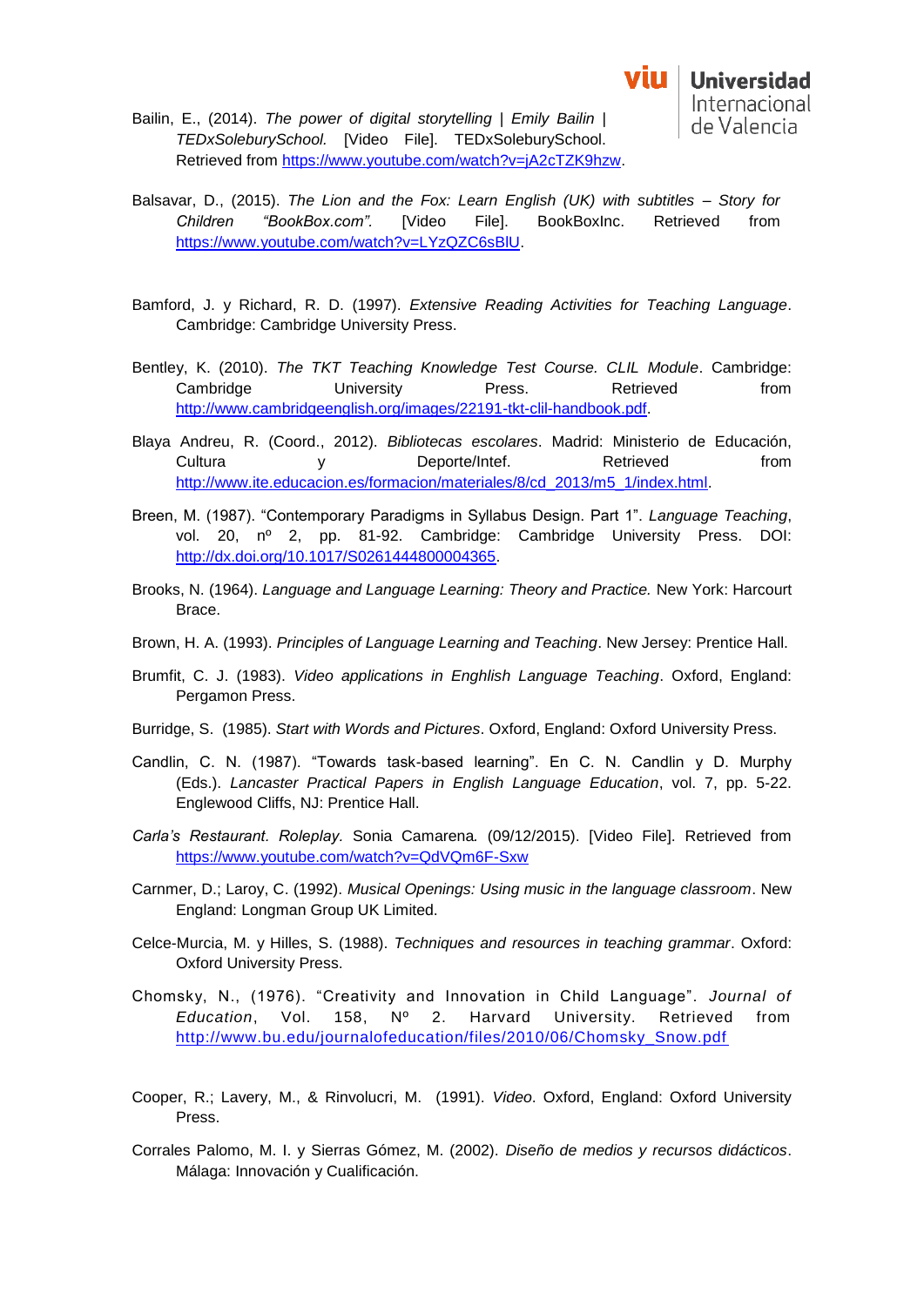Bailin, E., (2014). *The power of digital storytelling | Emily Bailin | TEDxSoleburySchool.* [Video File]. TEDxSoleburySchool. Retrieved from https://www.youtube.com/watch?v=jA2cTZK9hzw.

Balsavar, D., (2015). *The Lion and the Fox: Learn English (UK) with subtitles – Story for Children "BookBox.com".* [Video File]. BookBoxInc. Retrieved from https://www.youtube.com/watch?v=LYzQZC6sBlU.

Bamford, J. y Richard, R. D. (1997). *Extensive Reading Activities for Teaching Language*. Cambridge: Cambridge University Press.

Bentley, K. (2010). *The TKT Teaching Knowledge Test Course. CLIL Module*. Cambridge: Cambridge University Press. Retrieved from http://www.cambridgeenglish.org/images/22191-tkt-clil-handbook.pdf.

Blaya Andreu, R. (Coord., 2012). *Bibliotecas escolares*. Madrid: Ministerio de Educación, Cultura y Deporte/Intef. Retrieved from http://www.ite.educacion.es/formacion/materiales/8/cd_2013/m5_1/index.html.

Breen, M. (1987). "Contemporary Paradigms in Syllabus Design. Part 1". *Language Teaching*, vol. 20, nº 2, pp. 81-92. Cambridge: Cambridge University Press. DOI: http://dx.doi.org/10.1017/S0261444800004365.

Brooks, N. (1964). *Language and Language Learning: Theory and Practice.* New York: Harcourt Brace.

Brown, H. A. (1993). *Principles of Language Learning and Teaching*. New Jersey: Prentice Hall.

Brumfit, C. J. (1983). *Video applications in Enghlish Language Teaching*. Oxford, England: Pergamon Press.

Burridge, S. (1985). *Start with Words and Pictures*. Oxford, England: Oxford University Press.

Candlin, C. N. (1987). "Towards task-based learning". En C. N. Candlin y D. Murphy (Eds.). *Lancaster Practical Papers in English Language Education*, vol. 7, pp. 5-22. Englewood Cliffs, NJ: Prentice Hall.

*Carla's Restaurant. Roleplay.* Sonia Camarena. (09/12/2015). [Video File]. Retrieved from https://www.youtube.com/watch?v=QdVQm6F-Sxw

Carnmer, D.; Laroy, C. (1992). *Musical Openings: Using music in the language classroom*. New England: Longman Group UK Limited.

Celce-Murcia, M. y Hilles, S. (1988). *Techniques and resources in teaching grammar*. Oxford: Oxford University Press.

Chomsky, N., (1976). "Creativity and Innovation in Child Language". *Journal of Education*, Vol. 158, Nº 2. Harvard University. Retrieved from http://www.bu.edu/journalofeducation/files/2010/06/Chomsky_Snow.pdf

Cooper, R.; Lavery, M., & Rinvolucri, M. (1991). *Video*. Oxford, England: Oxford University Press.

Corrales Palomo, M. I. y Sierras Gómez, M. (2002). *Diseño de medios y recursos didácticos*. Málaga: Innovación y Cualificación.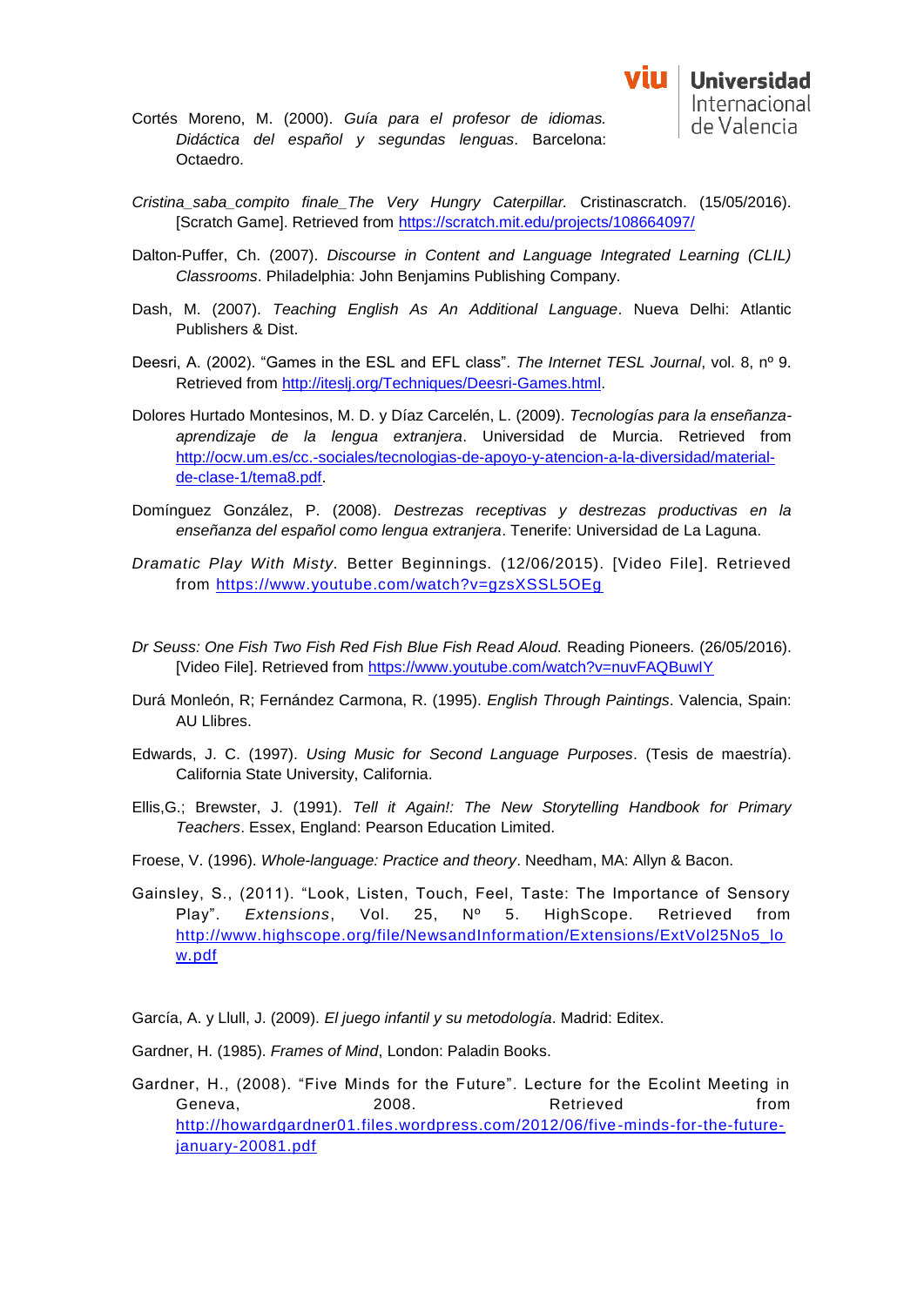Cortés Moreno, M. (2000). *Guía para el profesor de idiomas. Didáctica del español y segundas lenguas*. Barcelona: Octaedro.

*Cristina_saba_compito finale_The Very Hungry Caterpillar.* Cristinascratch. (15/05/2016). [Scratch Game]. Retrieved from https://scratch.mit.edu/projects/108664097/

Dalton-Puffer, Ch. (2007). *Discourse in Content and Language Integrated Learning (CLIL) Classrooms*. Philadelphia: John Benjamins Publishing Company.

Dash, M. (2007). *Teaching English As An Additional Language*. Nueva Delhi: Atlantic Publishers & Dist.

Deesri, A. (2002). "Games in the ESL and EFL class". *The Internet TESL Journal*, vol. 8, nº 9. Retrieved from http://iteslj.org/Techniques/Deesri-Games.html.

Dolores Hurtado Montesinos, M. D. y Díaz Carcelén, L. (2009). *Tecnologías para la enseñanza-aprendizaje de la lengua extranjera*. Universidad de Murcia. Retrieved from http://ocw.um.es/cc.-sociales/tecnologias-de-apoyo-y-atencion-a-la-diversidad/material-de-clase-1/tema8.pdf.

Domínguez González, P. (2008). *Destrezas receptivas y destrezas productivas en la enseñanza del español como lengua extranjera*. Tenerife: Universidad de La Laguna.

*Dramatic Play With Misty*. Better Beginnings. (12/06/2015). [Video File]. Retrieved from https://www.youtube.com/watch?v=gzsXSSL5OEg

*Dr Seuss: One Fish Two Fish Red Fish Blue Fish Read Aloud.* Reading Pioneers. (26/05/2016). [Video File]. Retrieved from https://www.youtube.com/watch?v=nuvFAQBuwIY

Durá Monleón, R; Fernández Carmona, R. (1995). *English Through Paintings*. Valencia, Spain: AU Llibres.

Edwards, J. C. (1997). *Using Music for Second Language Purposes*. (Tesis de maestría). California State University, California.

Ellis,G.; Brewster, J. (1991). *Tell it Again!: The New Storytelling Handbook for Primary Teachers*. Essex, England: Pearson Education Limited.

Froese, V. (1996). *Whole-language: Practice and theory*. Needham, MA: Allyn & Bacon.

Gainsley, S., (2011). "Look, Listen, Touch, Feel, Taste: The Importance of Sensory Play". *Extensions*, Vol. 25, Nº 5. HighScope. Retrieved from http://www.highscope.org/file/NewsandInformation/Extensions/ExtVol25No5_low.pdf

García, A. y Llull, J. (2009). *El juego infantil y su metodología*. Madrid: Editex.

Gardner, H. (1985). *Frames of Mind*, London: Paladin Books.

Gardner, H., (2008). "Five Minds for the Future". Lecture for the Ecolint Meeting in Geneva, 2008. Retrieved from http://howardgardner01.files.wordpress.com/2012/06/five-minds-for-the-future-january-20081.pdf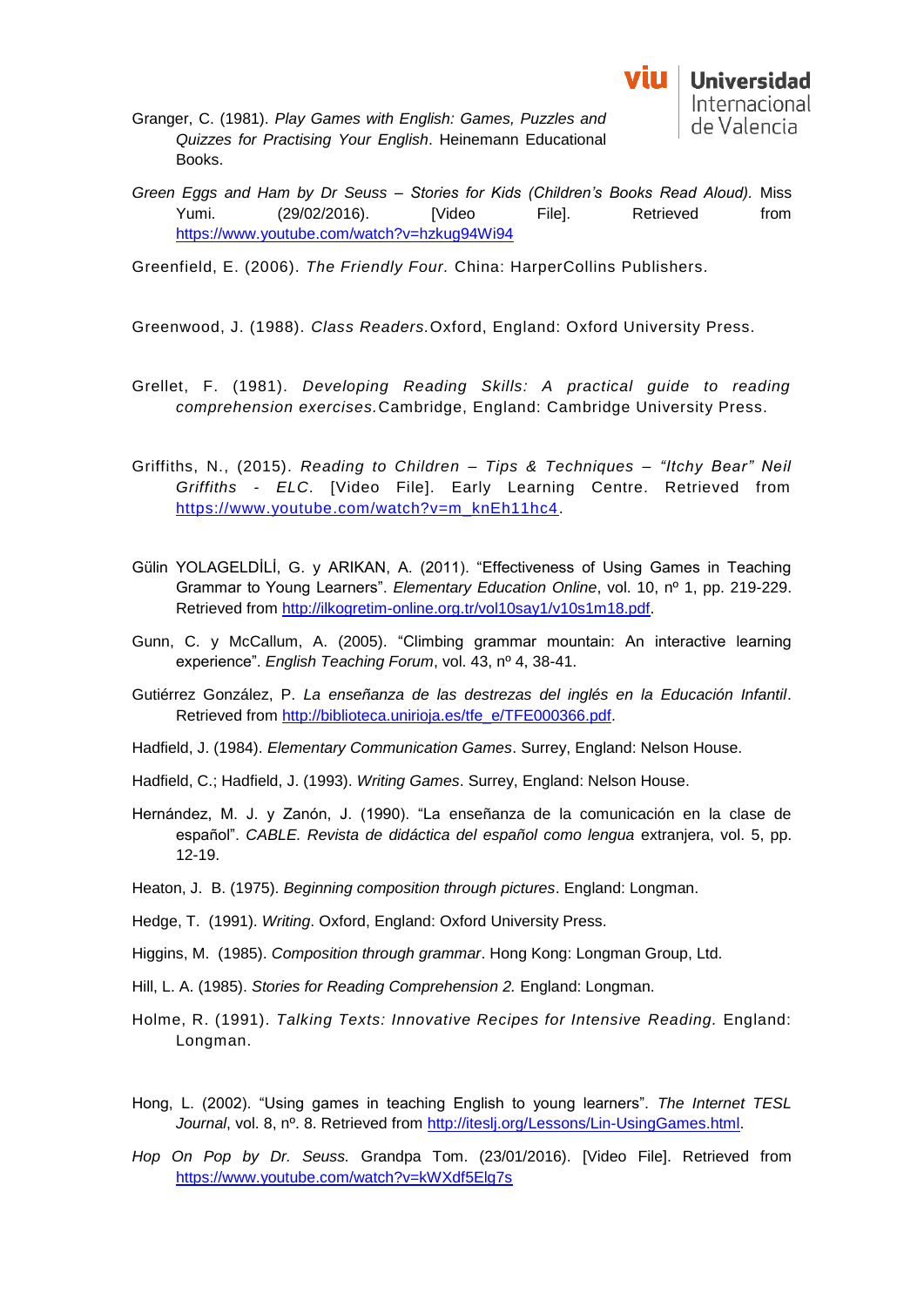Granger, C. (1981). *Play Games with English: Games, Puzzles and Quizzes for Practising Your English*. Heinemann Educational Books.

*Green Eggs and Ham by Dr Seuss – Stories for Kids (Children's Books Read Aloud).* Miss Yumi. (29/02/2016). [Video File]. Retrieved from https://www.youtube.com/watch?v=hzkug94Wi94

Greenfield, E. (2006). *The Friendly Four.* China: HarperCollins Publishers.

Greenwood, J. (1988). *Class Readers.* Oxford, England: Oxford University Press.

Grellet, F. (1981). *Developing Reading Skills: A practical guide to reading comprehension exercises.* Cambridge, England: Cambridge University Press.

Griffiths, N., (2015). *Reading to Children – Tips & Techniques – "Itchy Bear" Neil Griffiths - ELC*. [Video File]. Early Learning Centre. Retrieved from https://www.youtube.com/watch?v=m_knEh11hc4.

Gülin YOLAGELDİLİ, G. y ARIKAN, A. (2011). "Effectiveness of Using Games in Teaching Grammar to Young Learners". *Elementary Education Online*, vol. 10, nº 1, pp. 219-229. Retrieved from http://ilkogretim-online.org.tr/vol10say1/v10s1m18.pdf.

Gunn, C. y McCallum, A. (2005). "Climbing grammar mountain: An interactive learning experience". *English Teaching Forum*, vol. 43, nº 4, 38-41.

Gutiérrez González, P. *La enseñanza de las destrezas del inglés en la Educación Infantil*. Retrieved from http://biblioteca.unirioja.es/tfe_e/TFE000366.pdf.

Hadfield, J. (1984). *Elementary Communication Games*. Surrey, England: Nelson House.

Hadfield, C.; Hadfield, J. (1993). *Writing Games*. Surrey, England: Nelson House.

Hernández, M. J. y Zanón, J. (1990). "La enseñanza de la comunicación en la clase de español". *CABLE. Revista de didáctica del español como lengua* extranjera, vol. 5, pp. 12-19.

Heaton, J. B. (1975). *Beginning composition through pictures*. England: Longman.

Hedge, T. (1991). *Writing*. Oxford, England: Oxford University Press.

Higgins, M. (1985). *Composition through grammar*. Hong Kong: Longman Group, Ltd.

Hill, L. A. (1985). *Stories for Reading Comprehension 2.* England: Longman.

Holme, R. (1991). *Talking Texts: Innovative Recipes for Intensive Reading.* England: Longman.

Hong, L. (2002). "Using games in teaching English to young learners". *The Internet TESL Journal*, vol. 8, nº. 8. Retrieved from http://iteslj.org/Lessons/Lin-UsingGames.html.

*Hop On Pop by Dr. Seuss.* Grandpa Tom. (23/01/2016). [Video File]. Retrieved from https://www.youtube.com/watch?v=kWXdf5Elg7s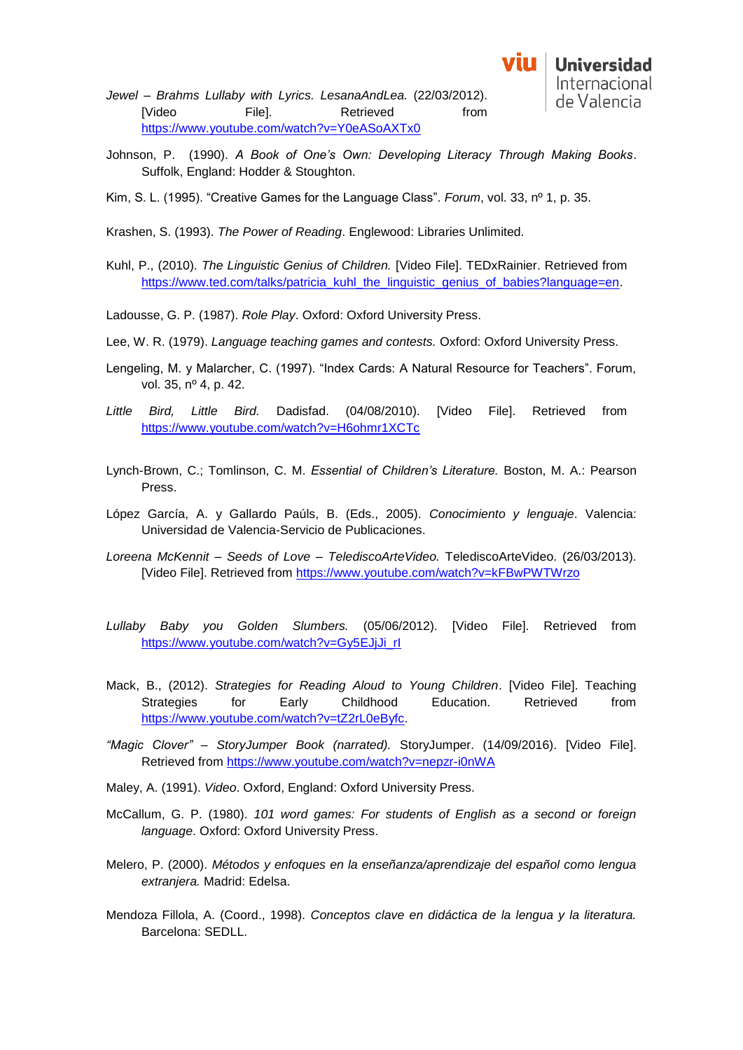*Jewel – Brahms Lullaby with Lyrics. LesanaAndLea.* (22/03/2012). [Video File]. Retrieved from https://www.youtube.com/watch?v=Y0eASoAXTx0

Johnson, P. (1990). *A Book of One's Own: Developing Literacy Through Making Books*. Suffolk, England: Hodder & Stoughton.

Kim, S. L. (1995). "Creative Games for the Language Class". *Forum*, vol. 33, nº 1, p. 35.

Krashen, S. (1993). *The Power of Reading*. Englewood: Libraries Unlimited.

Kuhl, P., (2010). *The Linguistic Genius of Children.* [Video File]. TEDxRainier. Retrieved from https://www.ted.com/talks/patricia_kuhl_the_linguistic_genius_of_babies?language=en.

Ladousse, G. P. (1987). *Role Play*. Oxford: Oxford University Press.

Lee, W. R. (1979). *Language teaching games and contests.* Oxford: Oxford University Press.

Lengeling, M. y Malarcher, C. (1997). "Index Cards: A Natural Resource for Teachers". Forum, vol. 35, nº 4, p. 42.

*Little Bird, Little Bird.* Dadisfad. (04/08/2010). [Video File]. Retrieved from https://www.youtube.com/watch?v=H6ohmr1XCTc

Lynch-Brown, C.; Tomlinson, C. M. *Essential of Children's Literature.* Boston, M. A.: Pearson Press.

López García, A. y Gallardo Paúls, B. (Eds., 2005). *Conocimiento y lenguaje*. Valencia: Universidad de Valencia-Servicio de Publicaciones.

*Loreena McKennit – Seeds of Love – TelediscoArteVideo.* TelediscoArteVideo. (26/03/2013). [Video File]. Retrieved from https://www.youtube.com/watch?v=kFBwPWTWrzo

*Lullaby Baby you Golden Slumbers.* (05/06/2012). [Video File]. Retrieved from https://www.youtube.com/watch?v=Gy5EJjJi_rI

Mack, B., (2012). *Strategies for Reading Aloud to Young Children*. [Video File]. Teaching Strategies for Early Childhood Education. Retrieved from https://www.youtube.com/watch?v=tZ2rL0eByfc.

*"Magic Clover" – StoryJumper Book (narrated).* StoryJumper. (14/09/2016). [Video File]. Retrieved from https://www.youtube.com/watch?v=nepzr-i0nWA

Maley, A. (1991). *Video*. Oxford, England: Oxford University Press.

McCallum, G. P. (1980). *101 word games: For students of English as a second or foreign language*. Oxford: Oxford University Press.

Melero, P. (2000). *Métodos y enfoques en la enseñanza/aprendizaje del español como lengua extranjera.* Madrid: Edelsa.

Mendoza Fillola, A. (Coord., 1998). *Conceptos clave en didáctica de la lengua y la literatura.* Barcelona: SEDLL.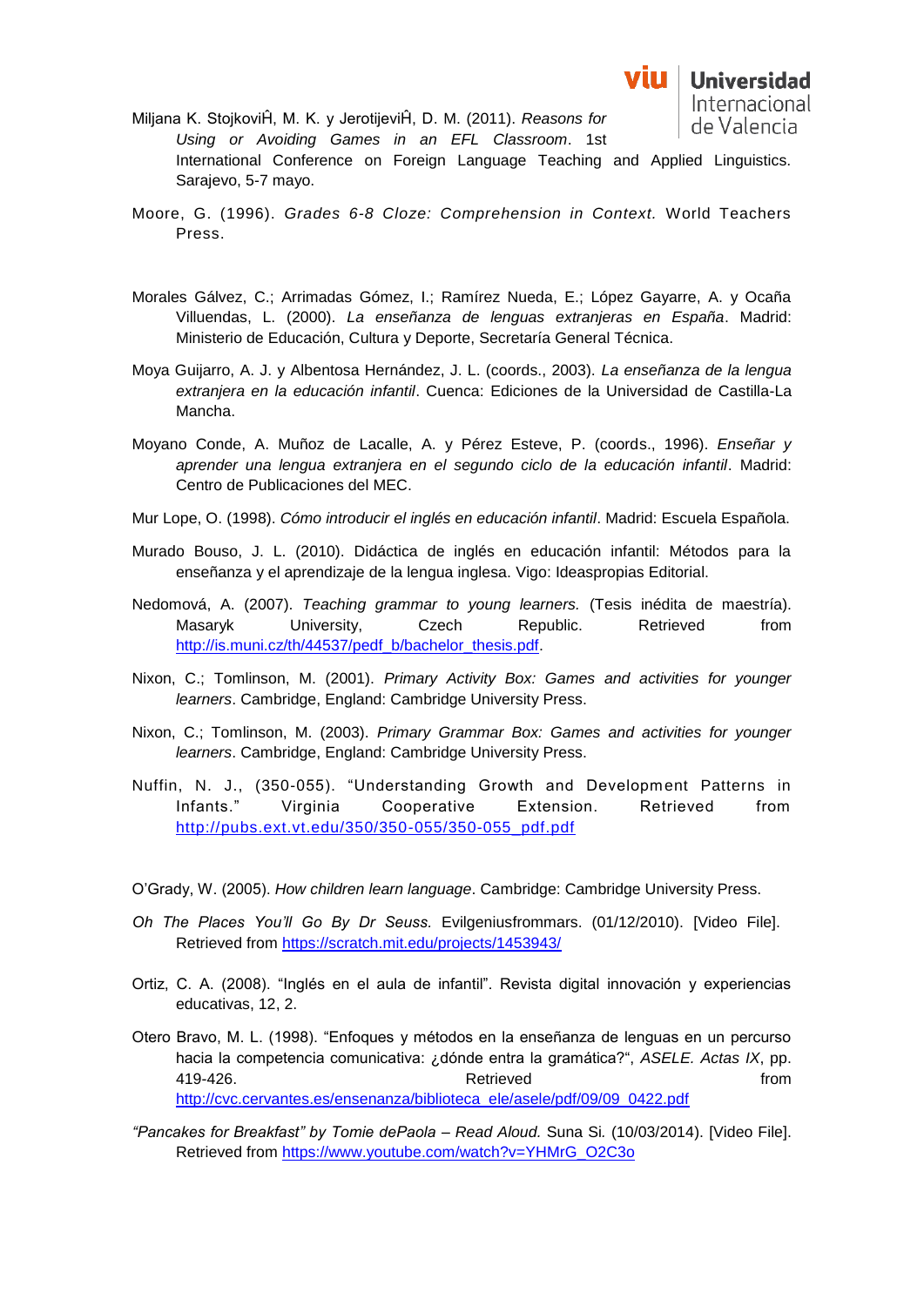Miljana K. StojkoviĤ, M. K. y JerotijeviĤ, D. M. (2011). *Reasons for Using or Avoiding Games in an EFL Classroom*. 1st International Conference on Foreign Language Teaching and Applied Linguistics. Sarajevo, 5-7 mayo.

Moore, G. (1996). *Grades 6-8 Cloze: Comprehension in Context.* World Teachers Press.

Morales Gálvez, C.; Arrimadas Gómez, I.; Ramírez Nueda, E.; López Gayarre, A. y Ocaña Villuendas, L. (2000). *La enseñanza de lenguas extranjeras en España*. Madrid: Ministerio de Educación, Cultura y Deporte, Secretaría General Técnica.

Moya Guijarro, A. J. y Albentosa Hernández, J. L. (coords., 2003). *La enseñanza de la lengua extranjera en la educación infantil*. Cuenca: Ediciones de la Universidad de Castilla-La Mancha.

Moyano Conde, A. Muñoz de Lacalle, A. y Pérez Esteve, P. (coords., 1996). *Enseñar y aprender una lengua extranjera en el segundo ciclo de la educación infantil*. Madrid: Centro de Publicaciones del MEC.

Mur Lope, O. (1998). *Cómo introducir el inglés en educación infantil*. Madrid: Escuela Española.

Murado Bouso, J. L. (2010). Didáctica de inglés en educación infantil: Métodos para la enseñanza y el aprendizaje de la lengua inglesa. Vigo: Ideaspropias Editorial.

Nedomová, A. (2007). *Teaching grammar to young learners.* (Tesis inédita de maestría). Masaryk University, Czech Republic. Retrieved from http://is.muni.cz/th/44537/pedf_b/bachelor_thesis.pdf.

Nixon, C.; Tomlinson, M. (2001). *Primary Activity Box: Games and activities for younger learners*. Cambridge, England: Cambridge University Press.

Nixon, C.; Tomlinson, M. (2003). *Primary Grammar Box: Games and activities for younger learners*. Cambridge, England: Cambridge University Press.

Nuffin, N. J., (350-055). "Understanding Growth and Development Patterns in Infants." Virginia Cooperative Extension. Retrieved from http://pubs.ext.vt.edu/350/350-055/350-055_pdf.pdf

O'Grady, W. (2005). *How children learn language*. Cambridge: Cambridge University Press.

*Oh The Places You'll Go By Dr Seuss.* Evilgeniusfrommars. (01/12/2010). [Video File]. Retrieved from https://scratch.mit.edu/projects/1453943/

Ortiz, C. A. (2008). "Inglés en el aula de infantil". Revista digital innovación y experiencias educativas, 12, 2.

Otero Bravo, M. L. (1998). "Enfoques y métodos en la enseñanza de lenguas en un percurso hacia la competencia comunicativa: ¿dónde entra la gramática?", *ASELE. Actas IX*, pp. 419-426. Retrieved from http://cvc.cervantes.es/ensenanza/biblioteca_ele/asele/pdf/09/09_0422.pdf

*"Pancakes for Breakfast" by Tomie dePaola – Read Aloud.* Suna Si. (10/03/2014). [Video File]. Retrieved from https://www.youtube.com/watch?v=YHMrG_O2C3o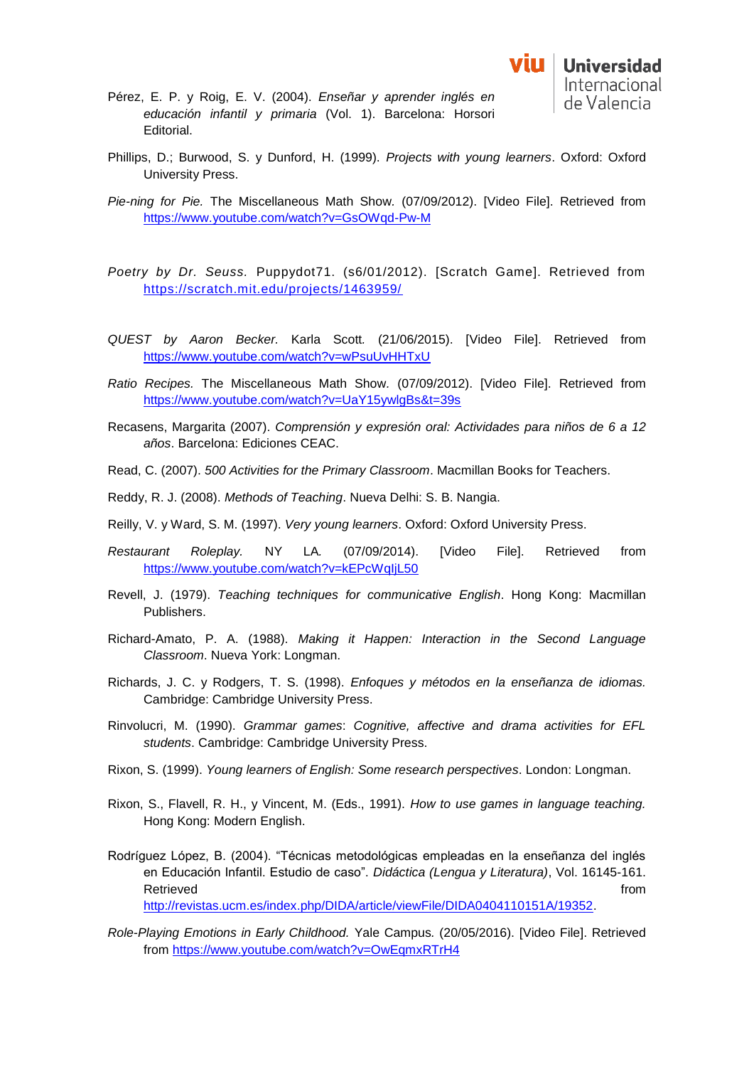Pérez, E. P. y Roig, E. V. (2004). *Enseñar y aprender inglés en educación infantil y primaria* (Vol. 1). Barcelona: Horsori Editorial.

Phillips, D.; Burwood, S. y Dunford, H. (1999). *Projects with young learners*. Oxford: Oxford University Press.

*Pie-ning for Pie.* The Miscellaneous Math Show. (07/09/2012). [Video File]. Retrieved from https://www.youtube.com/watch?v=GsOWqd-Pw-M

*Poetry by Dr. Seuss.* Puppydot71. (s6/01/2012). [Scratch Game]. Retrieved from https://scratch.mit.edu/projects/1463959/

*QUEST by Aaron Becker.* Karla Scott. (21/06/2015). [Video File]. Retrieved from https://www.youtube.com/watch?v=wPsuUvHHTxU

*Ratio Recipes.* The Miscellaneous Math Show. (07/09/2012). [Video File]. Retrieved from https://www.youtube.com/watch?v=UaY15ywlgBs&t=39s

Recasens, Margarita (2007). *Comprensión y expresión oral: Actividades para niños de 6 a 12 años*. Barcelona: Ediciones CEAC.

Read, C. (2007). *500 Activities for the Primary Classroom*. Macmillan Books for Teachers.

Reddy, R. J. (2008). *Methods of Teaching*. Nueva Delhi: S. B. Nangia.

Reilly, V. y Ward, S. M. (1997). *Very young learners*. Oxford: Oxford University Press.

*Restaurant Roleplay.* NY LA. (07/09/2014). [Video File]. Retrieved from https://www.youtube.com/watch?v=kEPcWqIjL50

Revell, J. (1979). *Teaching techniques for communicative English*. Hong Kong: Macmillan Publishers.

Richard-Amato, P. A. (1988). *Making it Happen: Interaction in the Second Language Classroom*. Nueva York: Longman.

Richards, J. C. y Rodgers, T. S. (1998). *Enfoques y métodos en la enseñanza de idiomas.* Cambridge: Cambridge University Press.

Rinvolucri, M. (1990). *Grammar games*: *Cognitive, affective and drama activities for EFL students*. Cambridge: Cambridge University Press.

Rixon, S. (1999). *Young learners of English: Some research perspectives*. London: Longman.

Rixon, S., Flavell, R. H., y Vincent, M. (Eds., 1991). *How to use games in language teaching.* Hong Kong: Modern English.

Rodríguez López, B. (2004). "Técnicas metodológicas empleadas en la enseñanza del inglés en Educación Infantil. Estudio de caso". *Didáctica (Lengua y Literatura)*, Vol. 16145-161. Retrieved from http://revistas.ucm.es/index.php/DIDA/article/viewFile/DIDA0404110151A/19352.

*Role-Playing Emotions in Early Childhood.* Yale Campus. (20/05/2016). [Video File]. Retrieved from https://www.youtube.com/watch?v=OwEqmxRTrH4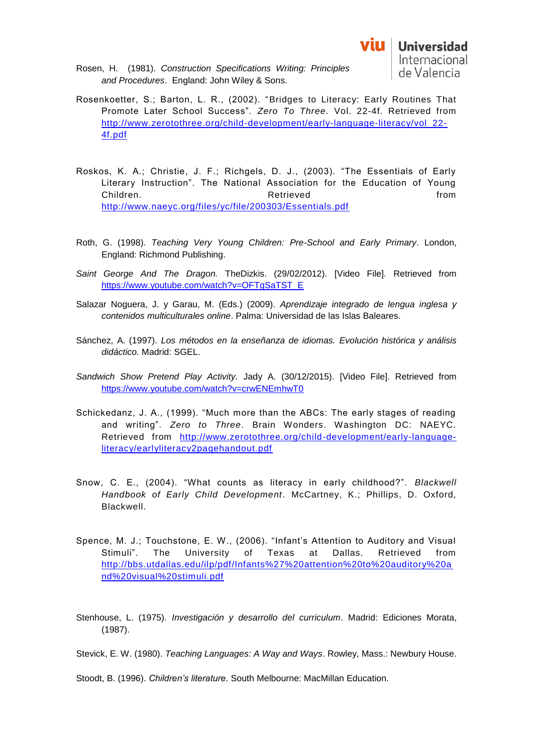Rosen, H. (1981). *Construction Specifications Writing: Principles and Procedures*. England: John Wiley & Sons.

Rosenkoetter, S.; Barton, L. R., (2002). "Bridges to Literacy: Early Routines That Promote Later School Success". *Zero To Three*. Vol. 22-4f. Retrieved from http://www.zerotothree.org/child-development/early-language-literacy/vol_22-4f.pdf

Roskos, K. A.; Christie, J. F.; Richgels, D. J., (2003). "The Essentials of Early Literary Instruction". The National Association for the Education of Young Children. Retrieved from http://www.naeyc.org/files/yc/file/200303/Essentials.pdf

Roth, G. (1998). *Teaching Very Young Children: Pre-School and Early Primary*. London, England: Richmond Publishing.

*Saint George And The Dragon.* TheDizkis. (29/02/2012). [Video File]. Retrieved from https://www.youtube.com/watch?v=OFTgSaTST_E

Salazar Noguera, J. y Garau, M. (Eds.) (2009). *Aprendizaje integrado de lengua inglesa y contenidos multiculturales online*. Palma: Universidad de las Islas Baleares.

Sánchez, A. (1997). *Los métodos en la enseñanza de idiomas. Evolución histórica y análisis didáctico.* Madrid: SGEL.

*Sandwich Show Pretend Play Activity.* Jady A. (30/12/2015). [Video File]. Retrieved from https://www.youtube.com/watch?v=crwENEmhwT0

Schickedanz, J. A., (1999). "Much more than the ABCs: The early stages of reading and writing". *Zero to Three*. Brain Wonders. Washington DC: NAEYC. Retrieved from http://www.zerotothree.org/child-development/early-language-literacy/earlyliteracy2pagehandout.pdf

Snow, C. E., (2004). "What counts as literacy in early childhood?". *Blackwell Handbook of Early Child Development*. McCartney, K.; Phillips, D. Oxford, Blackwell.

Spence, M. J.; Touchstone, E. W., (2006). "Infant's Attention to Auditory and Visual Stimuli". The University of Texas at Dallas. Retrieved from http://bbs.utdallas.edu/ilp/pdf/Infants%27%20attention%20to%20auditory%20and%20visual%20stimuli.pdf

Stenhouse, L. (1975). *Investigación y desarrollo del curriculum*. Madrid: Ediciones Morata, (1987).

Stevick, E. W. (1980). *Teaching Languages: A Way and Ways*. Rowley, Mass.: Newbury House.

Stoodt, B. (1996). *Children's literature*. South Melbourne: MacMillan Education.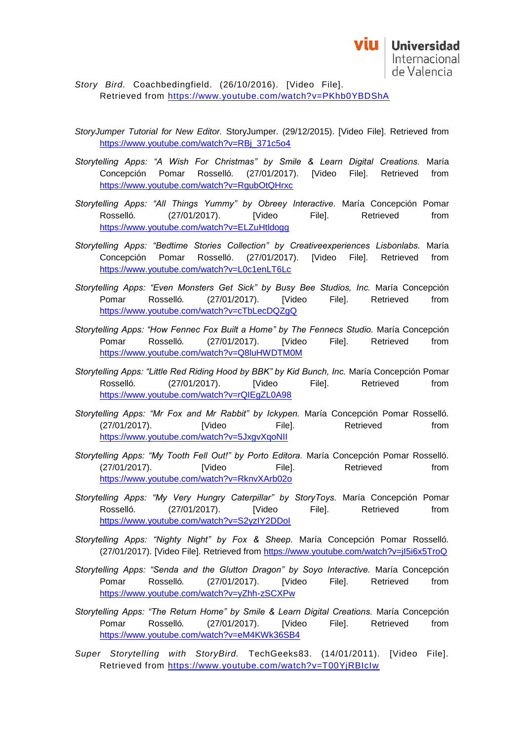*Story Bird.* Coachbedingfield. (26/10/2016). [Video File]. Retrieved from https://www.youtube.com/watch?v=PKhb0YBDShA

*StoryJumper Tutorial for New Editor.* StoryJumper. (29/12/2015). [Video File]. Retrieved from https://www.youtube.com/watch?v=RBj_371c5o4

*Storytelling Apps: "A Wish For Christmas" by Smile & Learn Digital Creations.* María Concepción Pomar Rosselló. (27/01/2017). [Video File]. Retrieved from https://www.youtube.com/watch?v=RgubOtQHrxc

*Storytelling Apps: "All Things Yummy" by Obreey Interactive.* María Concepción Pomar Rosselló. (27/01/2017). [Video File]. Retrieved from https://www.youtube.com/watch?v=ELZuHtldogg

*Storytelling Apps: "Bedtime Stories Collection" by Creativeexperiences Lisbonlabs.* María Concepción Pomar Rosselló. (27/01/2017). [Video File]. Retrieved from https://www.youtube.com/watch?v=L0c1enLT6Lc

*Storytelling Apps: "Even Monsters Get Sick" by Busy Bee Studios, Inc.* María Concepción Pomar Rosselló. (27/01/2017). [Video File]. Retrieved from https://www.youtube.com/watch?v=cTbLecDQZgQ

*Storytelling Apps: "How Fennec Fox Built a Home" by The Fennecs Studio.* María Concepción Pomar Rosselló. (27/01/2017). [Video File]. Retrieved from https://www.youtube.com/watch?v=Q8luHWDTM0M

*Storytelling Apps: "Little Red Riding Hood by BBK" by Kid Bunch, Inc.* María Concepción Pomar Rosselló. (27/01/2017). [Video File]. Retrieved from https://www.youtube.com/watch?v=rQIEgZL0A98

*Storytelling Apps: "Mr Fox and Mr Rabbit" by Ickypen.* María Concepción Pomar Rosselló. (27/01/2017). [Video File]. Retrieved from https://www.youtube.com/watch?v=5JxgvXqoNII

*Storytelling Apps: "My Tooth Fell Out!" by Porto Editora.* María Concepción Pomar Rosselló. (27/01/2017). [Video File]. Retrieved from https://www.youtube.com/watch?v=RknvXArb02o

*Storytelling Apps: "My Very Hungry Caterpillar" by StoryToys.* María Concepción Pomar Rosselló. (27/01/2017). [Video File]. Retrieved from https://www.youtube.com/watch?v=S2yzIY2DDoI

*Storytelling Apps: "Nighty Night" by Fox & Sheep.* María Concepción Pomar Rosselló. (27/01/2017). [Video File]. Retrieved from https://www.youtube.com/watch?v=jI5i6x5TroQ

*Storytelling Apps: "Senda and the Glutton Dragon" by Soyo Interactive.* María Concepción Pomar Rosselló. (27/01/2017). [Video File]. Retrieved from https://www.youtube.com/watch?v=yZhh-zSCXPw

*Storytelling Apps: "The Return Home" by Smile & Learn Digital Creations.* María Concepción Pomar Rosselló. (27/01/2017). [Video File]. Retrieved from https://www.youtube.com/watch?v=eM4KWk36SB4

*Super Storytelling with StoryBird.* TechGeeks83. (14/01/2011). [Video File]. Retrieved from https://www.youtube.com/watch?v=T00YjRBIcIw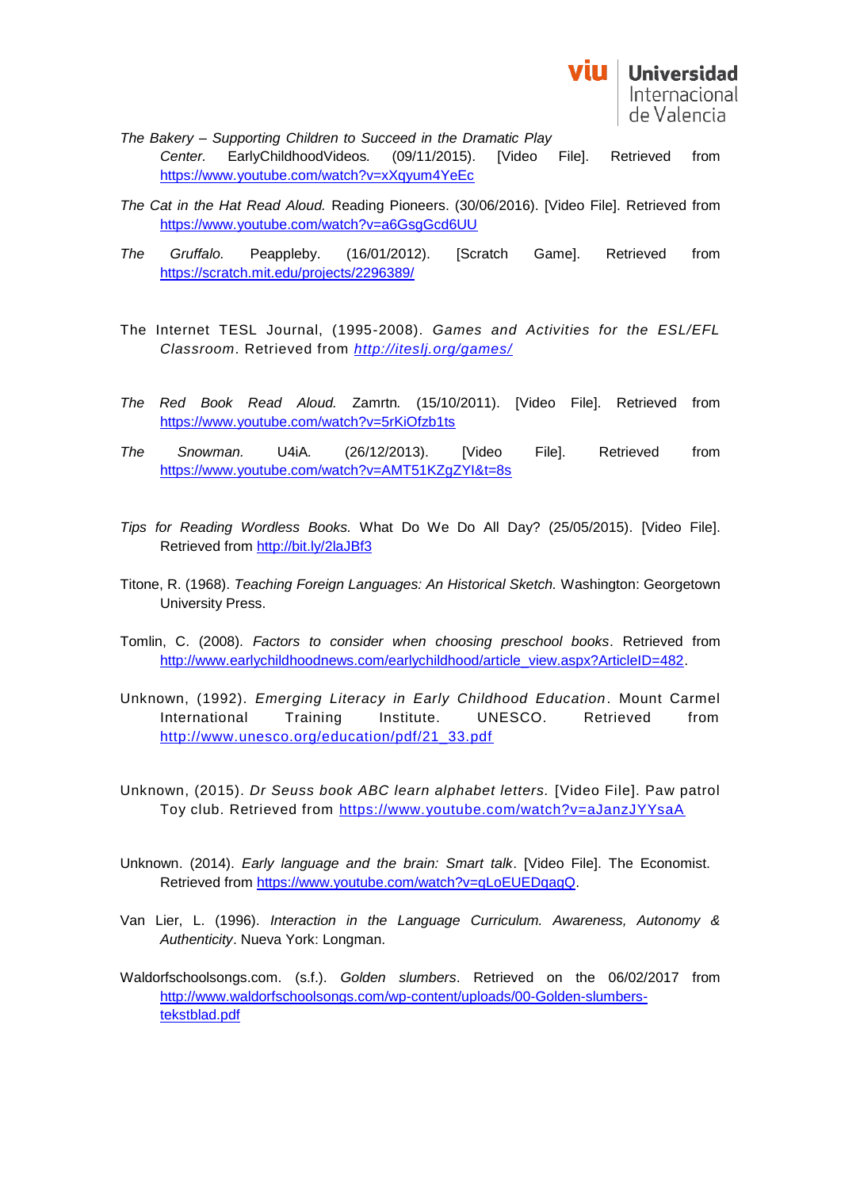*The Bakery – Supporting Children to Succeed in the Dramatic Play Center.* EarlyChildhoodVideos. (09/11/2015). [Video File]. Retrieved from https://www.youtube.com/watch?v=xXqyum4YeEc

*The Cat in the Hat Read Aloud.* Reading Pioneers. (30/06/2016). [Video File]. Retrieved from https://www.youtube.com/watch?v=a6GsgGcd6UU

*The Gruffalo.* Peappleby. (16/01/2012). [Scratch Game]. Retrieved from https://scratch.mit.edu/projects/2296389/

The Internet TESL Journal, (1995-2008). *Games and Activities for the ESL/EFL Classroom*. Retrieved from *http://iteslj.org/games/*

*The Red Book Read Aloud.* Zamrtn. (15/10/2011). [Video File]. Retrieved from https://www.youtube.com/watch?v=5rKiOfzb1ts

*The Snowman.* U4iA. (26/12/2013). [Video File]. Retrieved from https://www.youtube.com/watch?v=AMT51KZgZYI&t=8s

*Tips for Reading Wordless Books.* What Do We Do All Day? (25/05/2015). [Video File]. Retrieved from http://bit.ly/2laJBf3

Titone, R. (1968). *Teaching Foreign Languages: An Historical Sketch.* Washington: Georgetown University Press.

Tomlin, C. (2008). *Factors to consider when choosing preschool books*. Retrieved from http://www.earlychildhoodnews.com/earlychildhood/article_view.aspx?ArticleID=482.

Unknown, (1992). *Emerging Literacy in Early Childhood Education*. Mount Carmel International Training Institute. UNESCO. Retrieved from http://www.unesco.org/education/pdf/21_33.pdf

Unknown, (2015). *Dr Seuss book ABC learn alphabet letters.* [Video File]. Paw patrol Toy club. Retrieved from https://www.youtube.com/watch?v=aJanzJYYsaA

Unknown. (2014). *Early language and the brain: Smart talk*. [Video File]. The Economist. Retrieved from https://www.youtube.com/watch?v=qLoEUEDqagQ.

Van Lier, L. (1996). *Interaction in the Language Curriculum. Awareness, Autonomy & Authenticity*. Nueva York: Longman.

Waldorfschoolsongs.com. (s.f.). *Golden slumbers*. Retrieved on the 06/02/2017 from http://www.waldorfschoolsongs.com/wp-content/uploads/00-Golden-slumbers-tekstblad.pdf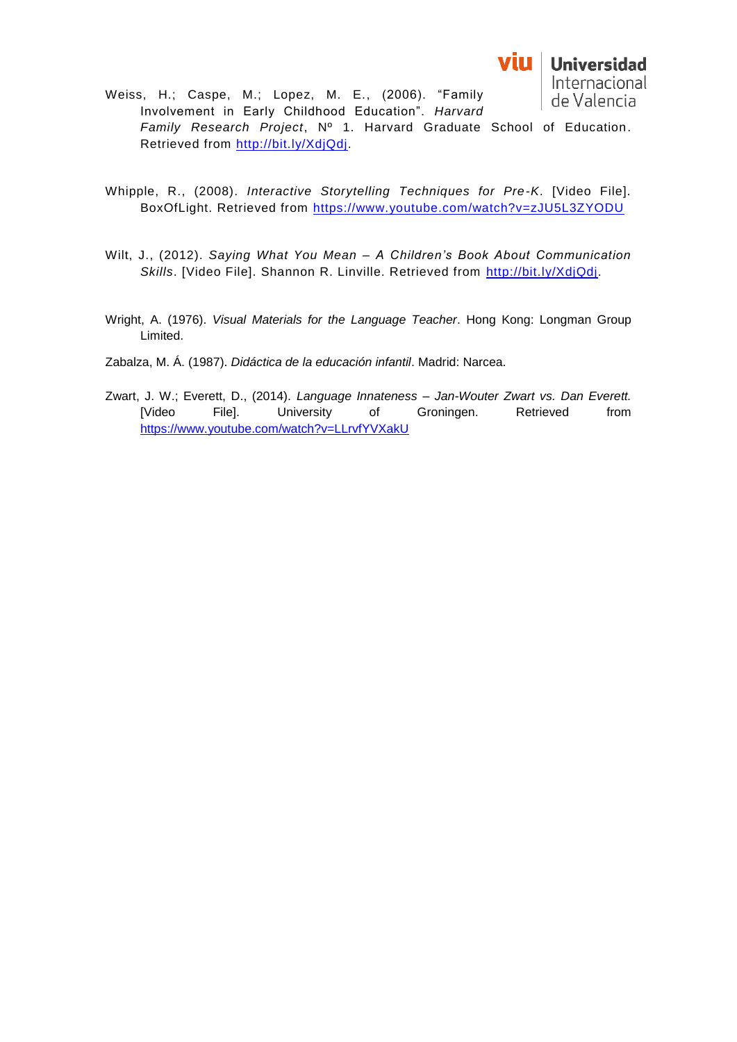Weiss, H.; Caspe, M.; Lopez, M. E., (2006). "Family Involvement in Early Childhood Education". *Harvard Family Research Project*, Nº 1. Harvard Graduate School of Education. Retrieved from http://bit.ly/XdjQdj.

Whipple, R., (2008). *Interactive Storytelling Techniques for Pre-K*. [Video File]. BoxOfLight. Retrieved from https://www.youtube.com/watch?v=zJU5L3ZYODU

Wilt, J., (2012). *Saying What You Mean – A Children's Book About Communication Skills*. [Video File]. Shannon R. Linville. Retrieved from http://bit.ly/XdjQdj.

Wright, A. (1976). *Visual Materials for the Language Teacher*. Hong Kong: Longman Group Limited.

Zabalza, M. Á. (1987). *Didáctica de la educación infantil*. Madrid: Narcea.

Zwart, J. W.; Everett, D., (2014). *Language Innateness – Jan-Wouter Zwart vs. Dan Everett.* [Video File]. University of Groningen. Retrieved from https://www.youtube.com/watch?v=LLrvfYVXakU